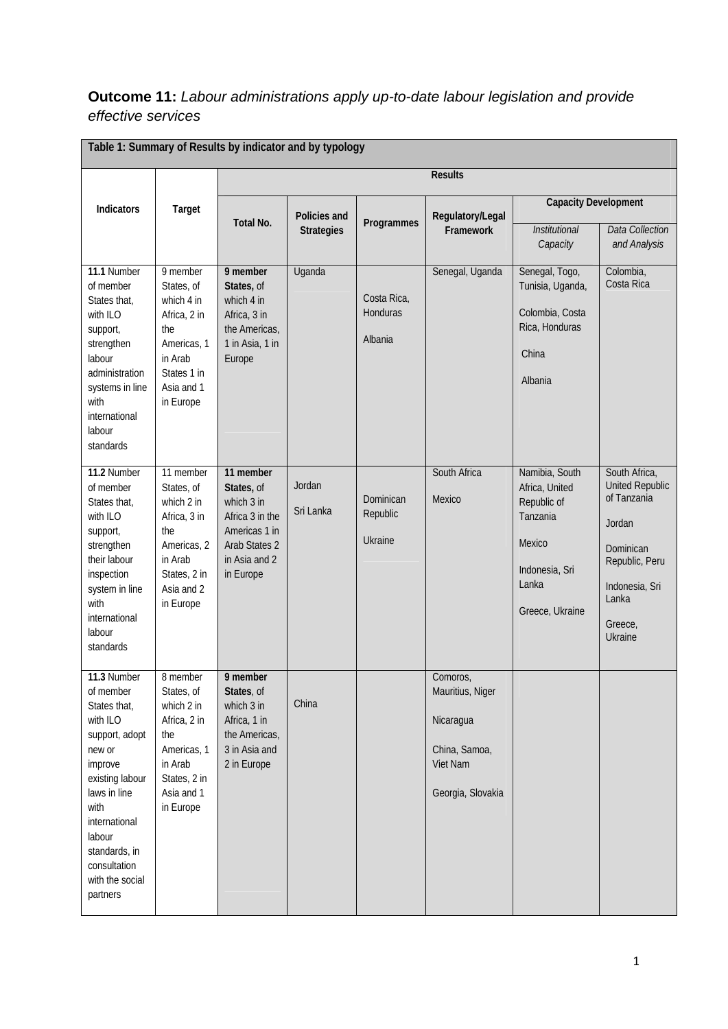**Outcome 11:** *Labour administrations apply up-to-date labour legislation and provide effective services*

| Table 1: Summary of Results by indicator and by typology | | | | | | | |
|---|---|---|---|---|---|---|---|
| **Indicators** | **Target** | **Results** | | | | | |
| | | **Total No.** | **Policies and Strategies** | **Programmes** | **Regulatory/Legal Framework** | **Capacity Development** | |
| | | | | | | *Institutional Capacity* | *Data Collection and Analysis* |
| **11.1** Number of member States that, with ILO support, strengthen labour administration systems in line with international labour standards | 9 member States, of which 4 in Africa, 2 in the Americas, 1 in Arab States 1 in Asia and 1 in Europe | **9 member States,** of which 4 in Africa, 3 in the Americas, 1 in Asia, 1 in Europe | Uganda | Costa Rica, Honduras<br>Albania | Senegal, Uganda | Senegal, Togo, Tunisia, Uganda,<br>Colombia, Costa Rica, Honduras<br>China<br>Albania | Colombia, Costa Rica |
| **11.2** Number of member States that, with ILO support, strengthen their labour inspection system in line with international labour standards | 11 member States, of which 2 in Africa, 3 in the Americas, 2 in Arab States, 2 in Asia and 2 in Europe | **11 member States,** of which 3 in Africa 3 in the Americas 1 in Arab States 2 in Asia and 2 in Europe | Jordan<br>Sri Lanka | Dominican Republic<br>Ukraine | South Africa<br>Mexico | Namibia, South Africa, United Republic of Tanzania<br>Mexico<br>Indonesia, Sri Lanka<br>Greece, Ukraine | South Africa, United Republic of Tanzania<br>Jordan<br>Dominican Republic, Peru<br>Indonesia, Sri Lanka<br>Greece, Ukraine |
| **11.3** Number of member States that, with ILO support, adopt new or improve existing labour laws in line with international labour standards, in consultation with the social partners | 8 member States, of which 2 in Africa, 2 in the Americas, 1 in Arab States, 2 in Asia and 1 in Europe | **9 member States**, of which 3 in Africa, 1 in the Americas, 3 in Asia and 2 in Europe | China | | Comoros, Mauritius, Niger<br>Nicaragua<br>China, Samoa, Viet Nam<br>Georgia, Slovakia | | |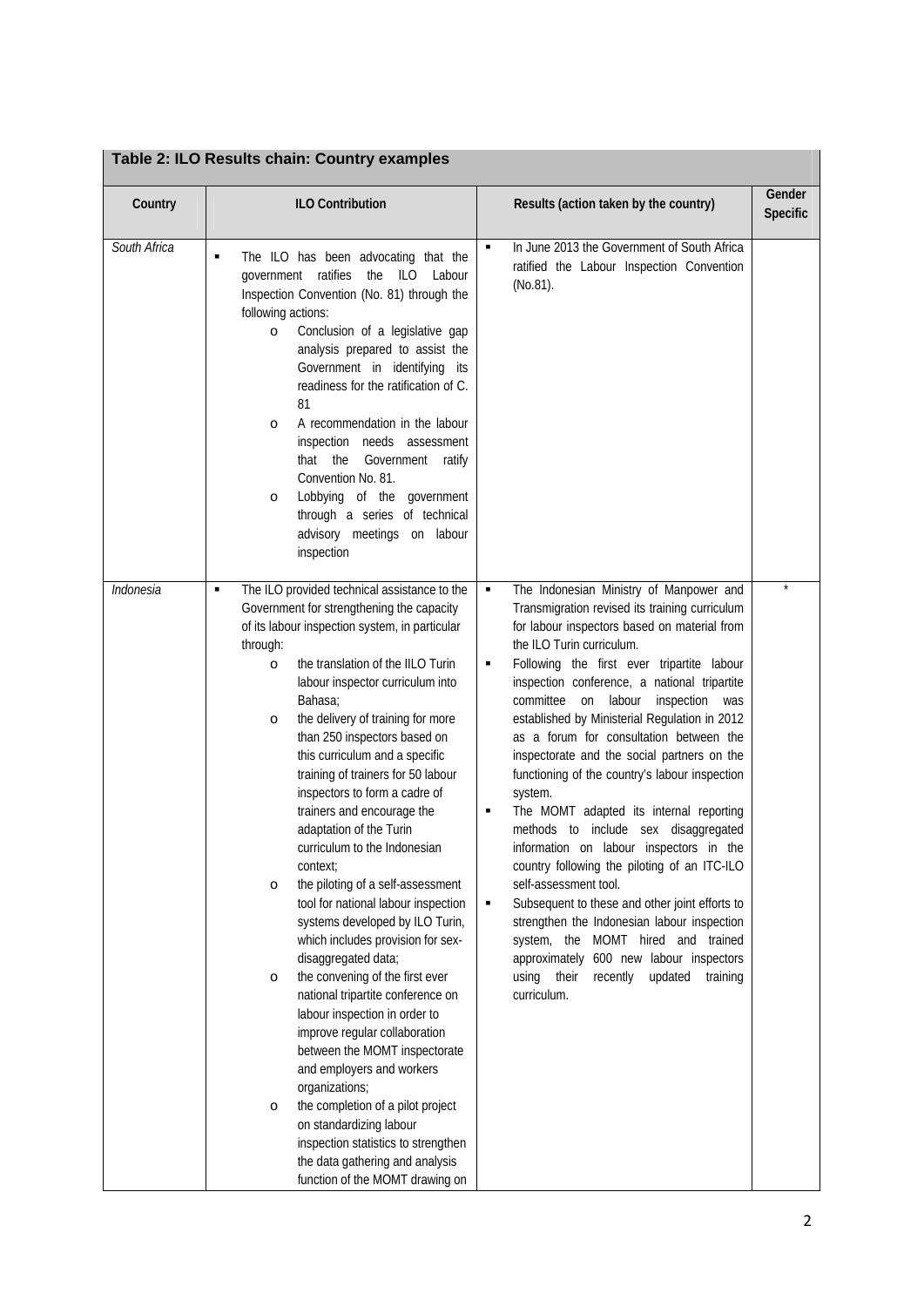**Table 2: ILO Results chain: Country examples**

| Country | ILO Contribution | Results (action taken by the country) | Gender Specific |
|---|---|---|---|
| *South Africa* | ▪ The ILO has been advocating that the government ratifies the ILO Labour Inspection Convention (No. 81) through the following actions:<br>o Conclusion of a legislative gap analysis prepared to assist the Government in identifying its readiness for the ratification of C. 81<br>o A recommendation in the labour inspection needs assessment that the Government ratify Convention No. 81.<br>o Lobbying of the government through a series of technical advisory meetings on labour inspection | ▪ In June 2013 the Government of South Africa ratified the Labour Inspection Convention (No.81). | |
| *Indonesia* | ▪ The ILO provided technical assistance to the Government for strengthening the capacity of its labour inspection system, in particular through:<br>o the translation of the IILO Turin labour inspector curriculum into Bahasa;<br>o the delivery of training for more than 250 inspectors based on this curriculum and a specific training of trainers for 50 labour inspectors to form a cadre of trainers and encourage the adaptation of the Turin curriculum to the Indonesian context;<br>o the piloting of a self-assessment tool for national labour inspection systems developed by ILO Turin, which includes provision for sex-disaggregated data;<br>o the convening of the first ever national tripartite conference on labour inspection in order to improve regular collaboration between the MOMT inspectorate and employers and workers organizations;<br>o the completion of a pilot project on standardizing labour inspection statistics to strengthen the data gathering and analysis function of the MOMT drawing on | ▪ The Indonesian Ministry of Manpower and Transmigration revised its training curriculum for labour inspectors based on material from the ILO Turin curriculum.<br>▪ Following the first ever tripartite labour inspection conference, a national tripartite committee on labour inspection was established by Ministerial Regulation in 2012 as a forum for consultation between the inspectorate and the social partners on the functioning of the country's labour inspection system.<br>▪ The MOMT adapted its internal reporting methods to include sex disaggregated information on labour inspectors in the country following the piloting of an ITC-ILO self-assessment tool.<br>▪ Subsequent to these and other joint efforts to strengthen the Indonesian labour inspection system, the MOMT hired and trained approximately 600 new labour inspectors using their recently updated training curriculum. | * |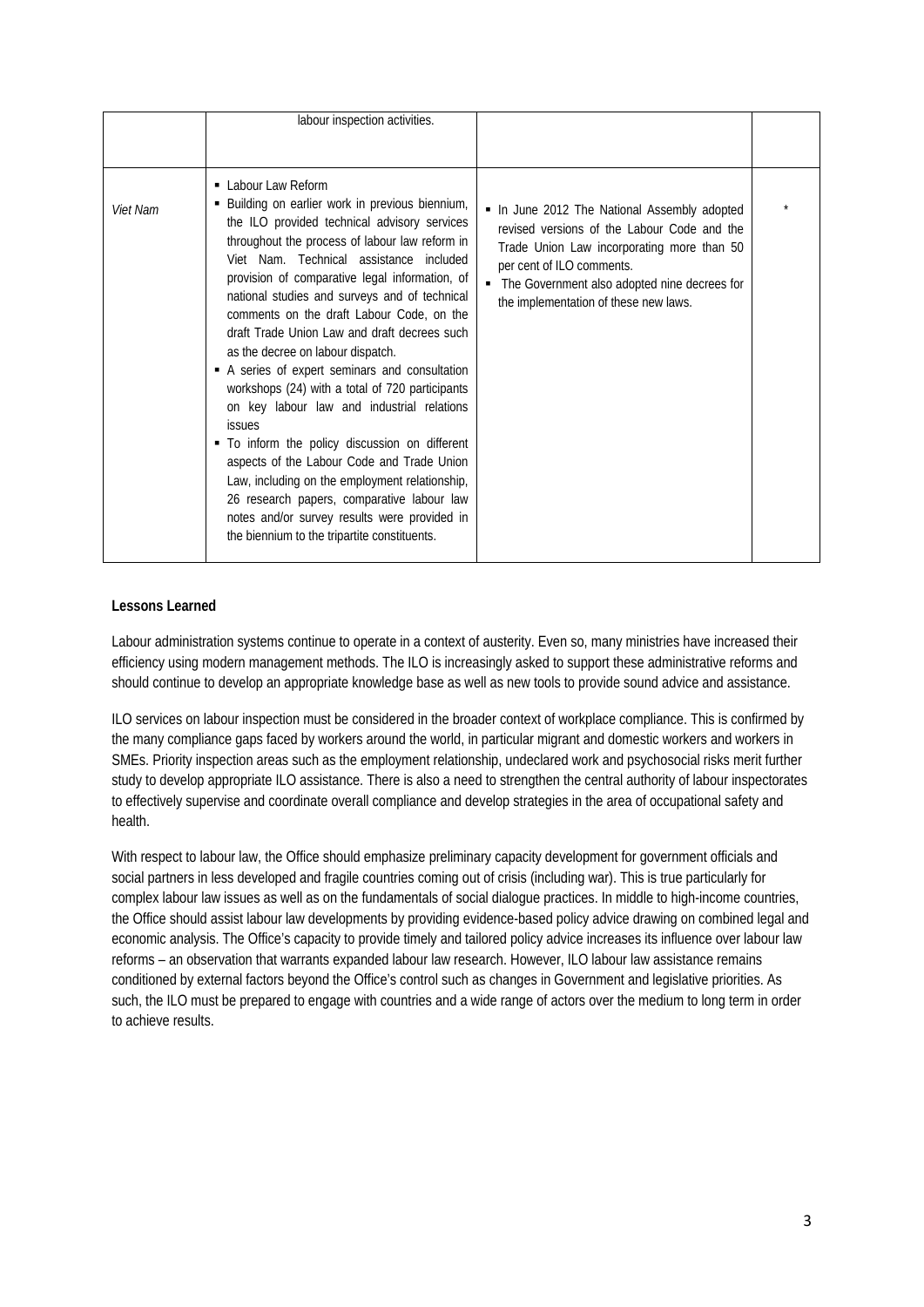| | | | |
|---|---|---|---|
| | labour inspection activities. | | |
| *Viet Nam* | ▪ Labour Law Reform<br>▪ Building on earlier work in previous biennium, the ILO provided technical advisory services throughout the process of labour law reform in Viet Nam. Technical assistance included provision of comparative legal information, of national studies and surveys and of technical comments on the draft Labour Code, on the draft Trade Union Law and draft decrees such as the decree on labour dispatch.<br>▪ A series of expert seminars and consultation workshops (24) with a total of 720 participants on key labour law and industrial relations issues<br>▪ To inform the policy discussion on different aspects of the Labour Code and Trade Union Law, including on the employment relationship, 26 research papers, comparative labour law notes and/or survey results were provided in the biennium to the tripartite constituents. | ▪ In June 2012 The National Assembly adopted revised versions of the Labour Code and the Trade Union Law incorporating more than 50 per cent of ILO comments.<br>▪ The Government also adopted nine decrees for the implementation of these new laws. | * |

**Lessons Learned**

Labour administration systems continue to operate in a context of austerity. Even so, many ministries have increased their efficiency using modern management methods. The ILO is increasingly asked to support these administrative reforms and should continue to develop an appropriate knowledge base as well as new tools to provide sound advice and assistance.

ILO services on labour inspection must be considered in the broader context of workplace compliance. This is confirmed by the many compliance gaps faced by workers around the world, in particular migrant and domestic workers and workers in SMEs. Priority inspection areas such as the employment relationship, undeclared work and psychosocial risks merit further study to develop appropriate ILO assistance. There is also a need to strengthen the central authority of labour inspectorates to effectively supervise and coordinate overall compliance and develop strategies in the area of occupational safety and health.

With respect to labour law, the Office should emphasize preliminary capacity development for government officials and social partners in less developed and fragile countries coming out of crisis (including war). This is true particularly for complex labour law issues as well as on the fundamentals of social dialogue practices. In middle to high-income countries, the Office should assist labour law developments by providing evidence-based policy advice drawing on combined legal and economic analysis. The Office's capacity to provide timely and tailored policy advice increases its influence over labour law reforms – an observation that warrants expanded labour law research. However, ILO labour law assistance remains conditioned by external factors beyond the Office's control such as changes in Government and legislative priorities. As such, the ILO must be prepared to engage with countries and a wide range of actors over the medium to long term in order to achieve results.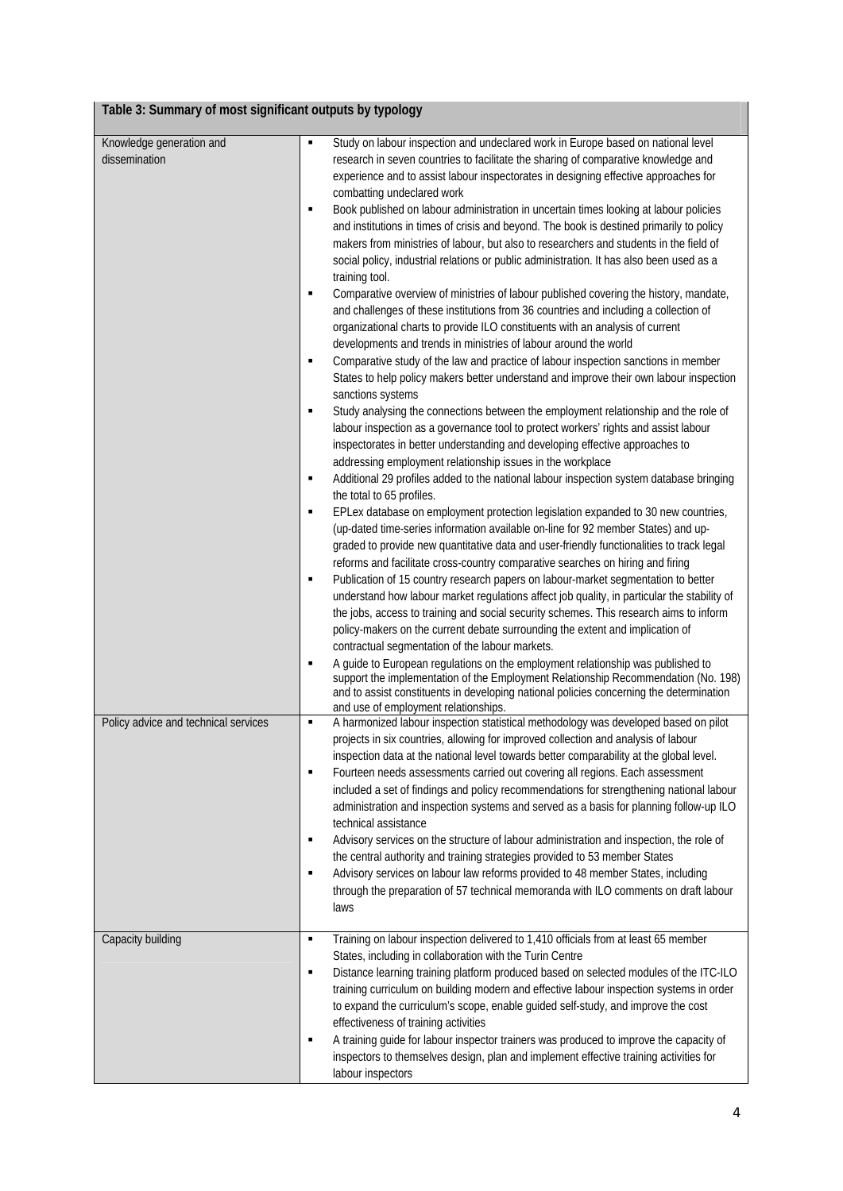| Table 3: Summary of most significant outputs by typology | |
|---|---|
| Knowledge generation and dissemination | ▪ Study on labour inspection and undeclared work in Europe based on national level research in seven countries to facilitate the sharing of comparative knowledge and experience and to assist labour inspectorates in designing effective approaches for combatting undeclared work<br>▪ Book published on labour administration in uncertain times looking at labour policies and institutions in times of crisis and beyond. The book is destined primarily to policy makers from ministries of labour, but also to researchers and students in the field of social policy, industrial relations or public administration. It has also been used as a training tool.<br>▪ Comparative overview of ministries of labour published covering the history, mandate, and challenges of these institutions from 36 countries and including a collection of organizational charts to provide ILO constituents with an analysis of current developments and trends in ministries of labour around the world<br>▪ Comparative study of the law and practice of labour inspection sanctions in member States to help policy makers better understand and improve their own labour inspection sanctions systems<br>▪ Study analysing the connections between the employment relationship and the role of labour inspection as a governance tool to protect workers' rights and assist labour inspectorates in better understanding and developing effective approaches to addressing employment relationship issues in the workplace<br>▪ Additional 29 profiles added to the national labour inspection system database bringing the total to 65 profiles.<br>▪ EPLex database on employment protection legislation expanded to 30 new countries, (up-dated time-series information available on-line for 92 member States) and up-graded to provide new quantitative data and user-friendly functionalities to track legal reforms and facilitate cross-country comparative searches on hiring and firing<br>▪ Publication of 15 country research papers on labour-market segmentation to better understand how labour market regulations affect job quality, in particular the stability of the jobs, access to training and social security schemes. This research aims to inform policy-makers on the current debate surrounding the extent and implication of contractual segmentation of the labour markets.<br>▪ A guide to European regulations on the employment relationship was published to support the implementation of the Employment Relationship Recommendation (No. 198) and to assist constituents in developing national policies concerning the determination and use of employment relationships. |
| Policy advice and technical services | ▪ A harmonized labour inspection statistical methodology was developed based on pilot projects in six countries, allowing for improved collection and analysis of labour inspection data at the national level towards better comparability at the global level.<br>▪ Fourteen needs assessments carried out covering all regions. Each assessment included a set of findings and policy recommendations for strengthening national labour administration and inspection systems and served as a basis for planning follow-up ILO technical assistance<br>▪ Advisory services on the structure of labour administration and inspection, the role of the central authority and training strategies provided to 53 member States<br>▪ Advisory services on labour law reforms provided to 48 member States, including through the preparation of 57 technical memoranda with ILO comments on draft labour laws |
| Capacity building | ▪ Training on labour inspection delivered to 1,410 officials from at least 65 member States, including in collaboration with the Turin Centre<br>▪ Distance learning training platform produced based on selected modules of the ITC-ILO training curriculum on building modern and effective labour inspection systems in order to expand the curriculum's scope, enable guided self-study, and improve the cost effectiveness of training activities<br>▪ A training guide for labour inspector trainers was produced to improve the capacity of inspectors to themselves design, plan and implement effective training activities for labour inspectors |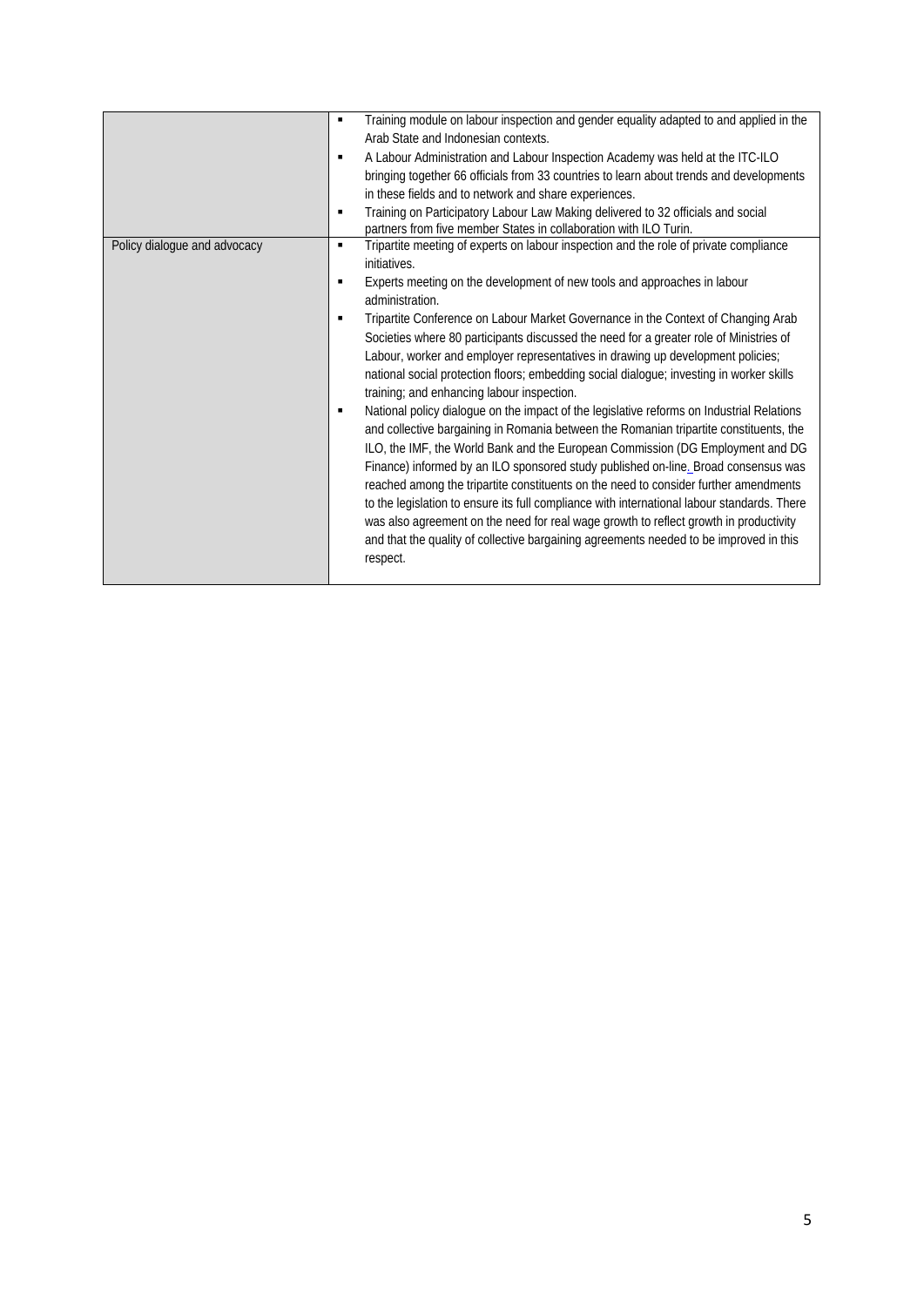| | |
|---|---|
| | ▪ Training module on labour inspection and gender equality adapted to and applied in the Arab State and Indonesian contexts.<br>▪ A Labour Administration and Labour Inspection Academy was held at the ITC-ILO bringing together 66 officials from 33 countries to learn about trends and developments in these fields and to network and share experiences.<br>▪ Training on Participatory Labour Law Making delivered to 32 officials and social partners from five member States in collaboration with ILO Turin. |
| Policy dialogue and advocacy | ▪ Tripartite meeting of experts on labour inspection and the role of private compliance initiatives.<br>▪ Experts meeting on the development of new tools and approaches in labour administration.<br>▪ Tripartite Conference on Labour Market Governance in the Context of Changing Arab Societies where 80 participants discussed the need for a greater role of Ministries of Labour, worker and employer representatives in drawing up development policies; national social protection floors; embedding social dialogue; investing in worker skills training; and enhancing labour inspection.<br>▪ National policy dialogue on the impact of the legislative reforms on Industrial Relations and collective bargaining in Romania between the Romanian tripartite constituents, the ILO, the IMF, the World Bank and the European Commission (DG Employment and DG Finance) informed by an ILO sponsored study published on-line. Broad consensus was reached among the tripartite constituents on the need to consider further amendments to the legislation to ensure its full compliance with international labour standards. There was also agreement on the need for real wage growth to reflect growth in productivity and that the quality of collective bargaining agreements needed to be improved in this respect. |